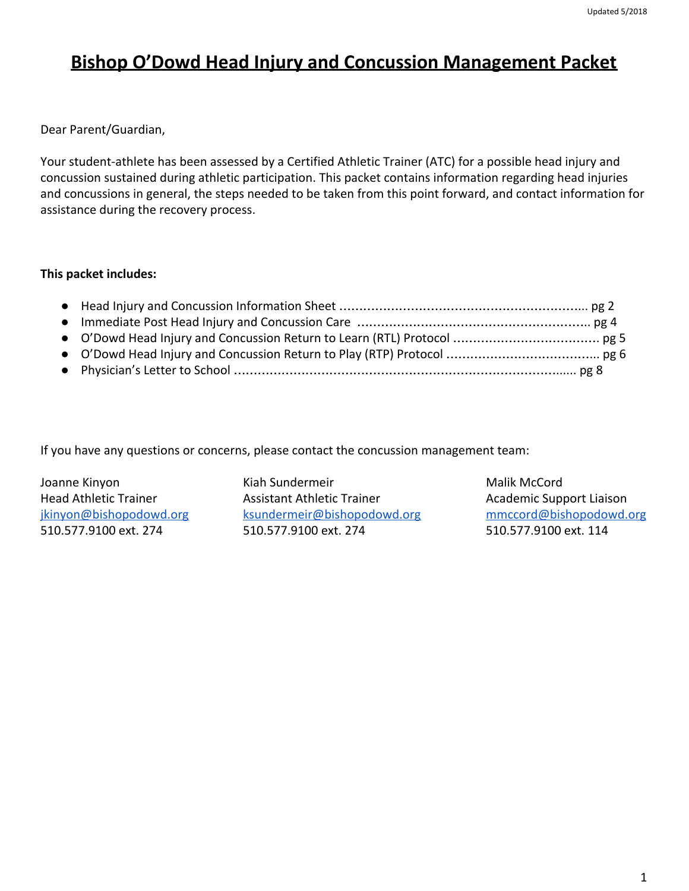Updated 5/2018

# Bishop O'Dowd Head Injury and Concussion Management Packet

Dear Parent/Guardian,

Your student-athlete has been assessed by a Certified Athletic Trainer (ATC) for a possible head injury and concussion sustained during athletic participation. This packet contains information regarding head injuries and concussions in general, the steps needed to be taken from this point forward, and contact information for assistance during the recovery process.

**This packet includes:**

- Head Injury and Concussion Information Sheet ................................................................. pg 2
- Immediate Post Head Injury and Concussion Care ............................................................ pg 4
- O'Dowd Head Injury and Concussion Return to Learn (RTL) Protocol ..................................... pg 5
- O'Dowd Head Injury and Concussion Return to Play (RTP) Protocol ....................................... pg 6
- Physician's Letter to School .......................................................................................... pg 8

If you have any questions or concerns, please contact the concussion management team:

Joanne Kinyon
Head Athletic Trainer
jkinyon@bishopodowd.org
510.577.9100 ext. 274

Kiah Sundermeir
Assistant Athletic Trainer
ksundermeir@bishopodowd.org
510.577.9100 ext. 274

Malik McCord
Academic Support Liaison
mmccord@bishopodowd.org
510.577.9100 ext. 114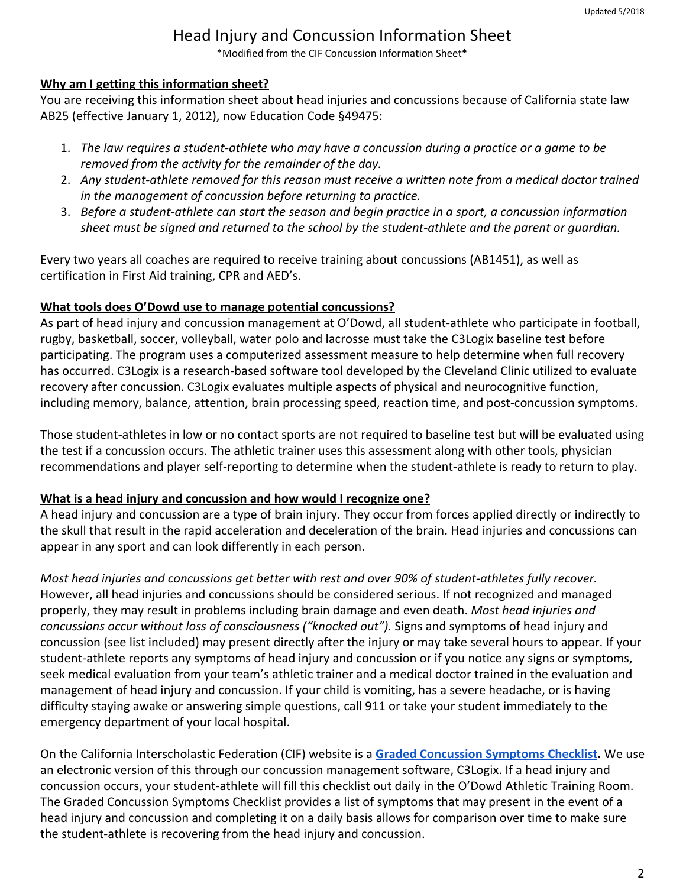# Head Injury and Concussion Information Sheet

\*Modified from the CIF Concussion Information Sheet\*

**Why am I getting this information sheet?**

You are receiving this information sheet about head injuries and concussions because of California state law AB25 (effective January 1, 2012), now Education Code §49475:

1. *The law requires a student-athlete who may have a concussion during a practice or a game to be removed from the activity for the remainder of the day.*
2. *Any student-athlete removed for this reason must receive a written note from a medical doctor trained in the management of concussion before returning to practice.*
3. *Before a student-athlete can start the season and begin practice in a sport, a concussion information sheet must be signed and returned to the school by the student-athlete and the parent or guardian.*

Every two years all coaches are required to receive training about concussions (AB1451), as well as certification in First Aid training, CPR and AED's.

**What tools does O'Dowd use to manage potential concussions?**

As part of head injury and concussion management at O'Dowd, all student-athlete who participate in football, rugby, basketball, soccer, volleyball, water polo and lacrosse must take the C3Logix baseline test before participating. The program uses a computerized assessment measure to help determine when full recovery has occurred. C3Logix is a research-based software tool developed by the Cleveland Clinic utilized to evaluate recovery after concussion. C3Logix evaluates multiple aspects of physical and neurocognitive function, including memory, balance, attention, brain processing speed, reaction time, and post-concussion symptoms.

Those student-athletes in low or no contact sports are not required to baseline test but will be evaluated using the test if a concussion occurs. The athletic trainer uses this assessment along with other tools, physician recommendations and player self-reporting to determine when the student-athlete is ready to return to play.

**What is a head injury and concussion and how would I recognize one?**

A head injury and concussion are a type of brain injury. They occur from forces applied directly or indirectly to the skull that result in the rapid acceleration and deceleration of the brain. Head injuries and concussions can appear in any sport and can look differently in each person.

*Most head injuries and concussions get better with rest and over 90% of student-athletes fully recover.* However, all head injuries and concussions should be considered serious. If not recognized and managed properly, they may result in problems including brain damage and even death. *Most head injuries and concussions occur without loss of consciousness ("knocked out").* Signs and symptoms of head injury and concussion (see list included) may present directly after the injury or may take several hours to appear. If your student-athlete reports any symptoms of head injury and concussion or if you notice any signs or symptoms, seek medical evaluation from your team's athletic trainer and a medical doctor trained in the evaluation and management of head injury and concussion. If your child is vomiting, has a severe headache, or is having difficulty staying awake or answering simple questions, call 911 or take your student immediately to the emergency department of your local hospital.

On the California Interscholastic Federation (CIF) website is a **Graded Concussion Symptoms Checklist.** We use an electronic version of this through our concussion management software, C3Logix. If a head injury and concussion occurs, your student-athlete will fill this checklist out daily in the O'Dowd Athletic Training Room. The Graded Concussion Symptoms Checklist provides a list of symptoms that may present in the event of a head injury and concussion and completing it on a daily basis allows for comparison over time to make sure the student-athlete is recovering from the head injury and concussion.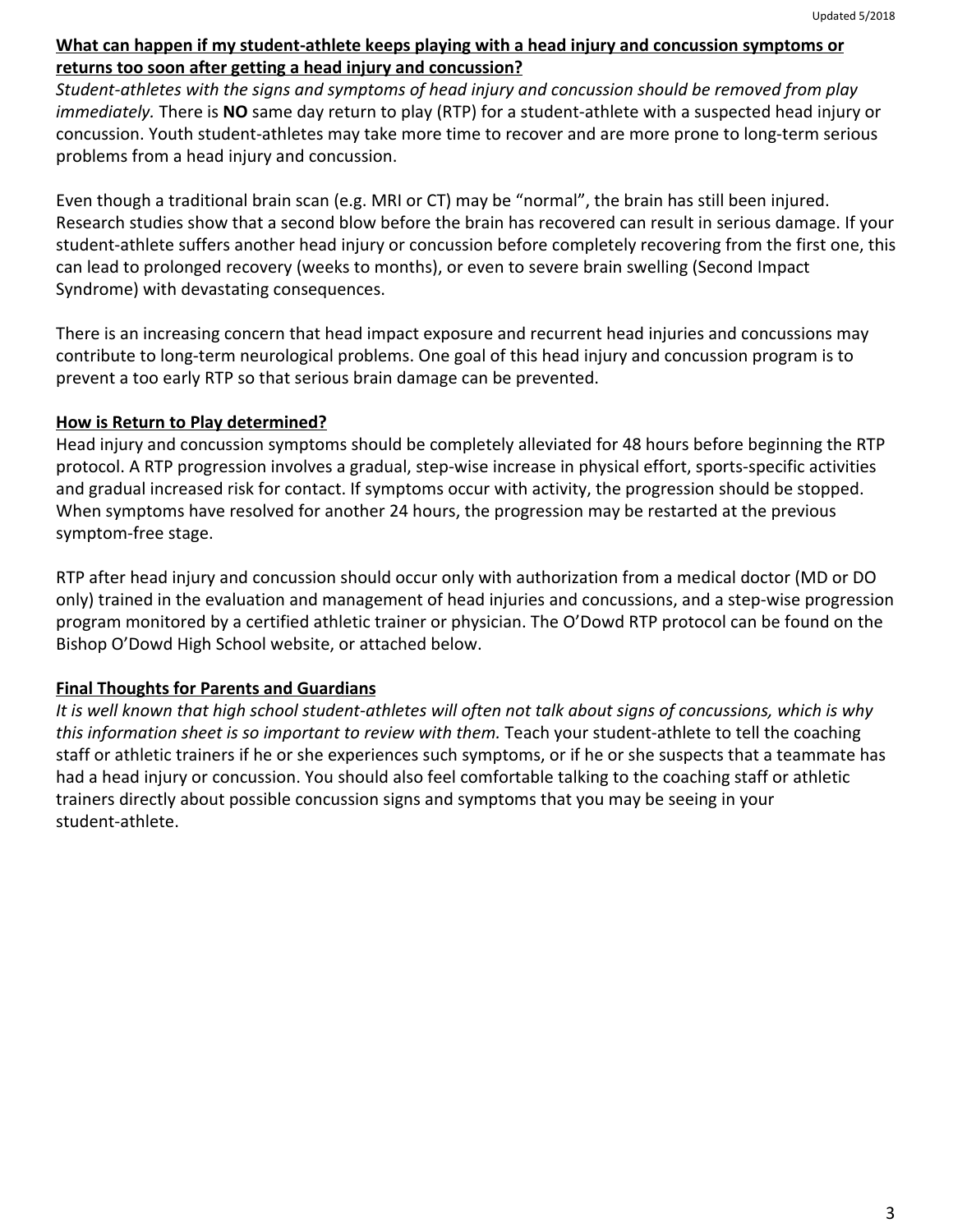**What can happen if my student-athlete keeps playing with a head injury and concussion symptoms or returns too soon after getting a head injury and concussion?**

*Student-athletes with the signs and symptoms of head injury and concussion should be removed from play immediately.* There is **NO** same day return to play (RTP) for a student-athlete with a suspected head injury or concussion. Youth student-athletes may take more time to recover and are more prone to long-term serious problems from a head injury and concussion.

Even though a traditional brain scan (e.g. MRI or CT) may be "normal", the brain has still been injured. Research studies show that a second blow before the brain has recovered can result in serious damage. If your student-athlete suffers another head injury or concussion before completely recovering from the first one, this can lead to prolonged recovery (weeks to months), or even to severe brain swelling (Second Impact Syndrome) with devastating consequences.

There is an increasing concern that head impact exposure and recurrent head injuries and concussions may contribute to long-term neurological problems. One goal of this head injury and concussion program is to prevent a too early RTP so that serious brain damage can be prevented.

**How is Return to Play determined?**

Head injury and concussion symptoms should be completely alleviated for 48 hours before beginning the RTP protocol. A RTP progression involves a gradual, step-wise increase in physical effort, sports-specific activities and gradual increased risk for contact. If symptoms occur with activity, the progression should be stopped. When symptoms have resolved for another 24 hours, the progression may be restarted at the previous symptom-free stage.

RTP after head injury and concussion should occur only with authorization from a medical doctor (MD or DO only) trained in the evaluation and management of head injuries and concussions, and a step-wise progression program monitored by a certified athletic trainer or physician. The O'Dowd RTP protocol can be found on the Bishop O'Dowd High School website, or attached below.

**Final Thoughts for Parents and Guardians**

*It is well known that high school student-athletes will often not talk about signs of concussions, which is why this information sheet is so important to review with them.* Teach your student-athlete to tell the coaching staff or athletic trainers if he or she experiences such symptoms, or if he or she suspects that a teammate has had a head injury or concussion. You should also feel comfortable talking to the coaching staff or athletic trainers directly about possible concussion signs and symptoms that you may be seeing in your student-athlete.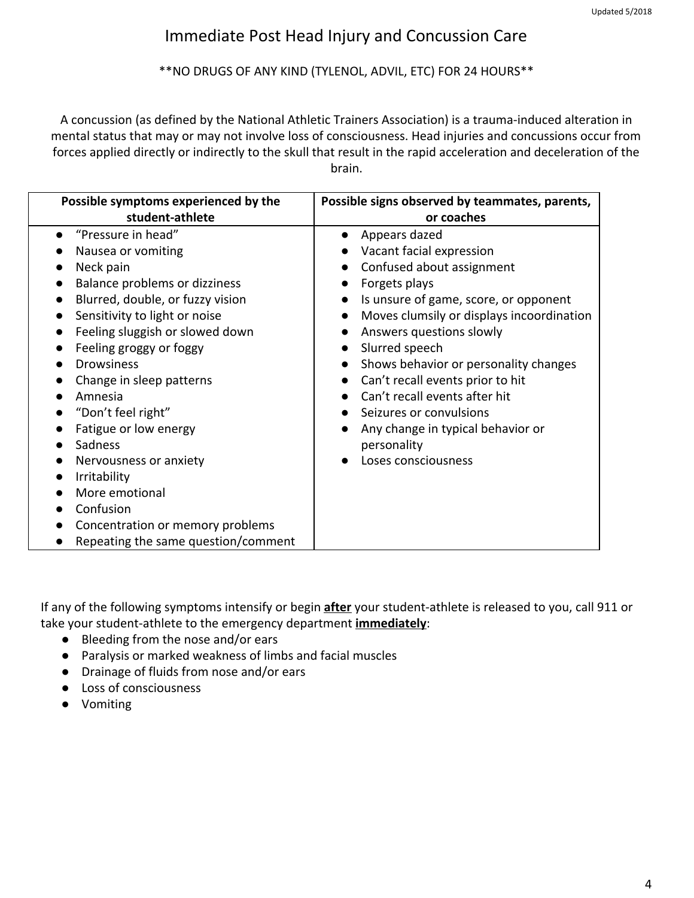# Immediate Post Head Injury and Concussion Care

**NO DRUGS OF ANY KIND (TYLENOL, ADVIL, ETC) FOR 24 HOURS**

A concussion (as defined by the National Athletic Trainers Association) is a trauma-induced alteration in mental status that may or may not involve loss of consciousness. Head injuries and concussions occur from forces applied directly or indirectly to the skull that result in the rapid acceleration and deceleration of the brain.

| Possible symptoms experienced by the student-athlete | Possible signs observed by teammates, parents, or coaches |
| --- | --- |
| • "Pressure in head"<br>• Nausea or vomiting<br>• Neck pain<br>• Balance problems or dizziness<br>• Blurred, double, or fuzzy vision<br>• Sensitivity to light or noise<br>• Feeling sluggish or slowed down<br>• Feeling groggy or foggy<br>• Drowsiness<br>• Change in sleep patterns<br>• Amnesia<br>• "Don't feel right"<br>• Fatigue or low energy<br>• Sadness<br>• Nervousness or anxiety<br>• Irritability<br>• More emotional<br>• Confusion<br>• Concentration or memory problems<br>• Repeating the same question/comment | • Appears dazed<br>• Vacant facial expression<br>• Confused about assignment<br>• Forgets plays<br>• Is unsure of game, score, or opponent<br>• Moves clumsily or displays incoordination<br>• Answers questions slowly<br>• Slurred speech<br>• Shows behavior or personality changes<br>• Can't recall events prior to hit<br>• Can't recall events after hit<br>• Seizures or convulsions<br>• Any change in typical behavior or personality<br>• Loses consciousness |

If any of the following symptoms intensify or begin **after** your student-athlete is released to you, call 911 or take your student-athlete to the emergency department **immediately**:

- Bleeding from the nose and/or ears
- Paralysis or marked weakness of limbs and facial muscles
- Drainage of fluids from nose and/or ears
- Loss of consciousness
- Vomiting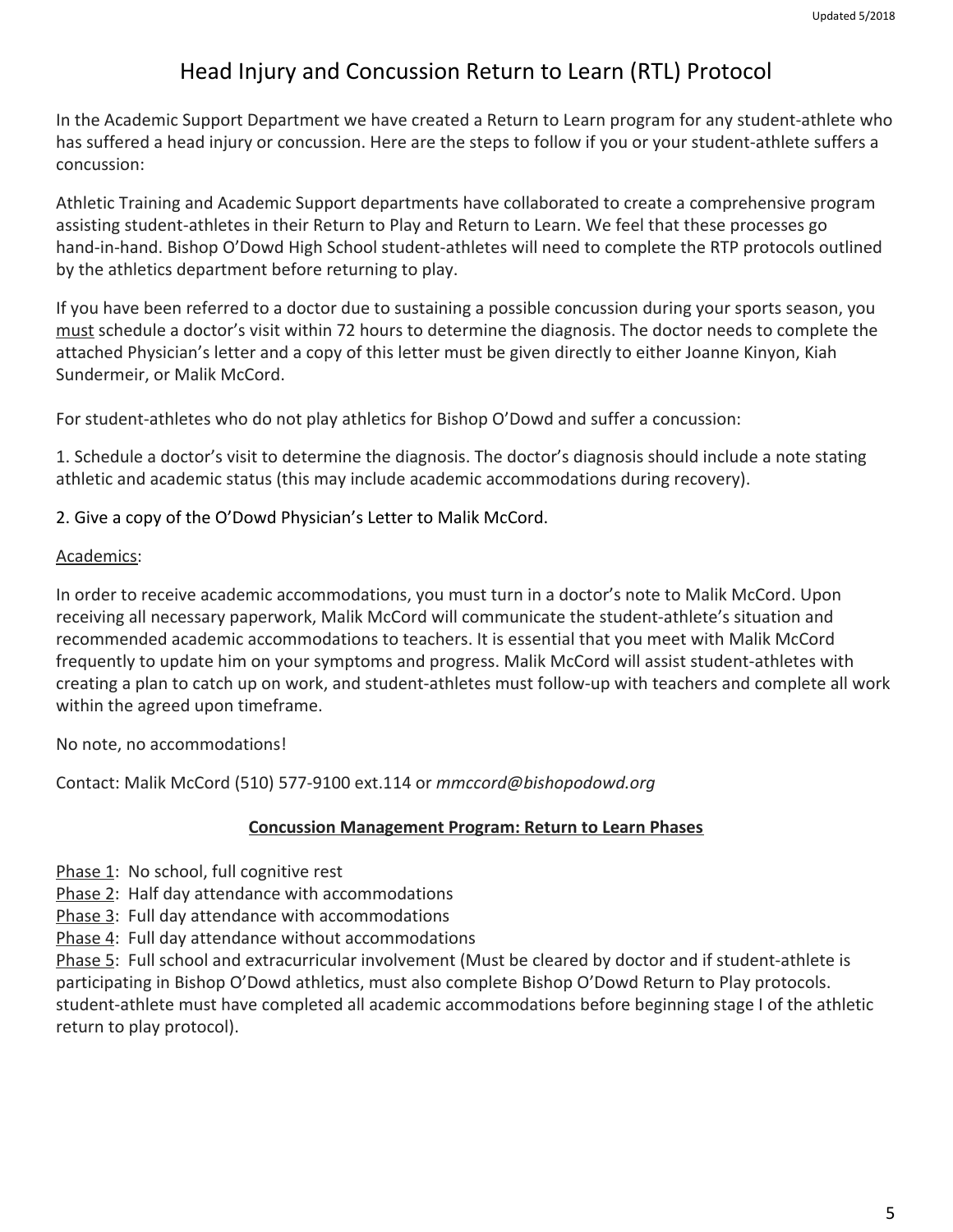# Head Injury and Concussion Return to Learn (RTL) Protocol

In the Academic Support Department we have created a Return to Learn program for any student-athlete who has suffered a head injury or concussion. Here are the steps to follow if you or your student-athlete suffers a concussion:

Athletic Training and Academic Support departments have collaborated to create a comprehensive program assisting student-athletes in their Return to Play and Return to Learn. We feel that these processes go hand-in-hand. Bishop O'Dowd High School student-athletes will need to complete the RTP protocols outlined by the athletics department before returning to play.

If you have been referred to a doctor due to sustaining a possible concussion during your sports season, you <u>must</u> schedule a doctor's visit within 72 hours to determine the diagnosis. The doctor needs to complete the attached Physician's letter and a copy of this letter must be given directly to either Joanne Kinyon, Kiah Sundermeir, or Malik McCord.

For student-athletes who do not play athletics for Bishop O'Dowd and suffer a concussion:

1. Schedule a doctor's visit to determine the diagnosis. The doctor's diagnosis should include a note stating athletic and academic status (this may include academic accommodations during recovery).

2. Give a copy of the O'Dowd Physician's Letter to Malik McCord.

<u>Academics</u>:

In order to receive academic accommodations, you must turn in a doctor's note to Malik McCord. Upon receiving all necessary paperwork, Malik McCord will communicate the student-athlete's situation and recommended academic accommodations to teachers. It is essential that you meet with Malik McCord frequently to update him on your symptoms and progress. Malik McCord will assist student-athletes with creating a plan to catch up on work, and student-athletes must follow-up with teachers and complete all work within the agreed upon timeframe.

No note, no accommodations!

Contact: Malik McCord (510) 577-9100 ext.114 or *mmccord@bishopodowd.org*

**<u>Concussion Management Program: Return to Learn Phases</u>**

<u>Phase 1</u>: No school, full cognitive rest
<u>Phase 2</u>: Half day attendance with accommodations
<u>Phase 3</u>: Full day attendance with accommodations
<u>Phase 4</u>: Full day attendance without accommodations
<u>Phase 5</u>: Full school and extracurricular involvement (Must be cleared by doctor and if student-athlete is participating in Bishop O'Dowd athletics, must also complete Bishop O'Dowd Return to Play protocols. student-athlete must have completed all academic accommodations before beginning stage I of the athletic return to play protocol).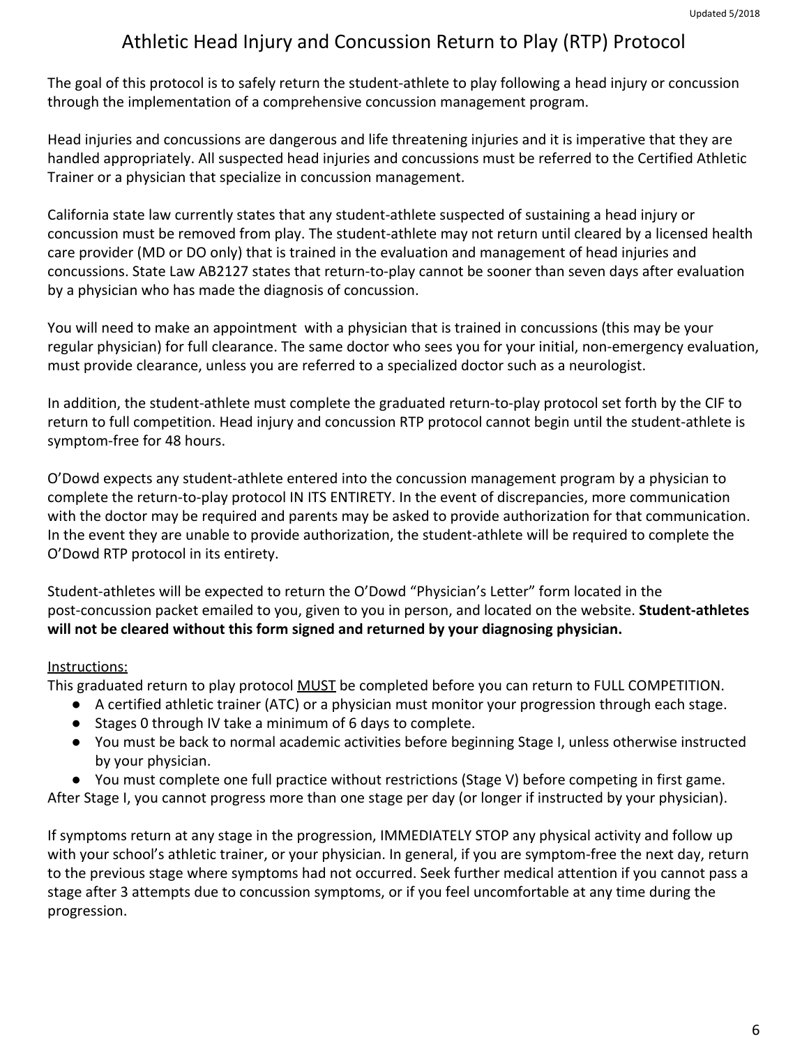# Athletic Head Injury and Concussion Return to Play (RTP) Protocol

The goal of this protocol is to safely return the student-athlete to play following a head injury or concussion through the implementation of a comprehensive concussion management program.

Head injuries and concussions are dangerous and life threatening injuries and it is imperative that they are handled appropriately. All suspected head injuries and concussions must be referred to the Certified Athletic Trainer or a physician that specialize in concussion management.

California state law currently states that any student-athlete suspected of sustaining a head injury or concussion must be removed from play. The student-athlete may not return until cleared by a licensed health care provider (MD or DO only) that is trained in the evaluation and management of head injuries and concussions. State Law AB2127 states that return-to-play cannot be sooner than seven days after evaluation by a physician who has made the diagnosis of concussion.

You will need to make an appointment with a physician that is trained in concussions (this may be your regular physician) for full clearance. The same doctor who sees you for your initial, non-emergency evaluation, must provide clearance, unless you are referred to a specialized doctor such as a neurologist.

In addition, the student-athlete must complete the graduated return-to-play protocol set forth by the CIF to return to full competition. Head injury and concussion RTP protocol cannot begin until the student-athlete is symptom-free for 48 hours.

O'Dowd expects any student-athlete entered into the concussion management program by a physician to complete the return-to-play protocol IN ITS ENTIRETY. In the event of discrepancies, more communication with the doctor may be required and parents may be asked to provide authorization for that communication. In the event they are unable to provide authorization, the student-athlete will be required to complete the O'Dowd RTP protocol in its entirety.

Student-athletes will be expected to return the O'Dowd "Physician's Letter" form located in the post-concussion packet emailed to you, given to you in person, and located on the website. **Student-athletes will not be cleared without this form signed and returned by your diagnosing physician.**

Instructions:

This graduated return to play protocol MUST be completed before you can return to FULL COMPETITION.

- A certified athletic trainer (ATC) or a physician must monitor your progression through each stage.
- Stages 0 through IV take a minimum of 6 days to complete.
- You must be back to normal academic activities before beginning Stage I, unless otherwise instructed by your physician.
- You must complete one full practice without restrictions (Stage V) before competing in first game.

After Stage I, you cannot progress more than one stage per day (or longer if instructed by your physician).

If symptoms return at any stage in the progression, IMMEDIATELY STOP any physical activity and follow up with your school's athletic trainer, or your physician. In general, if you are symptom-free the next day, return to the previous stage where symptoms had not occurred. Seek further medical attention if you cannot pass a stage after 3 attempts due to concussion symptoms, or if you feel uncomfortable at any time during the progression.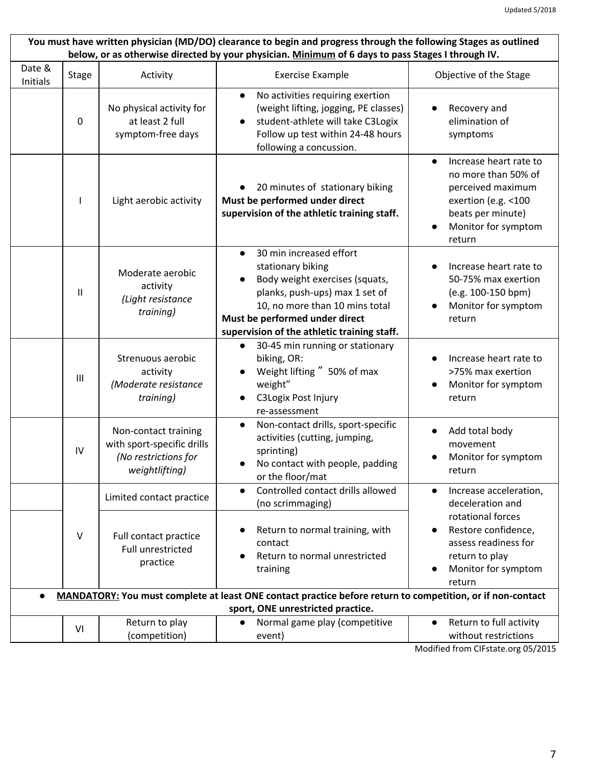**You must have written physician (MD/DO) clearance to begin and progress through the following Stages as outlined below, or as otherwise directed by your physician. <u>Minimum</u> of 6 days to pass Stages I through IV.**

| Date & Initials | Stage | Activity | Exercise Example | Objective of the Stage |
|---|---|---|---|---|
| | 0 | No physical activity for at least 2 full symptom-free days | • No activities requiring exertion (weight lifting, jogging, PE classes)<br>• student-athlete will take C3Logix Follow up test within 24-48 hours following a concussion. | • Recovery and elimination of symptoms |
| | I | Light aerobic activity | • 20 minutes of stationary biking<br>**Must be performed under direct supervision of the athletic training staff.** | • Increase heart rate to no more than 50% of perceived maximum exertion (e.g. <100 beats per minute)<br>• Monitor for symptom return |
| | II | Moderate aerobic activity<br>*(Light resistance training)* | • 30 min increased effort stationary biking<br>• Body weight exercises (squats, planks, push-ups) max 1 set of 10, no more than 10 mins total<br>**Must be performed under direct supervision of the athletic training staff.** | • Increase heart rate to 50-75% max exertion (e.g. 100-150 bpm)<br>• Monitor for symptom return |
| | III | Strenuous aerobic activity<br>*(Moderate resistance training)* | • 30-45 min running or stationary biking, OR:<br>• Weight lifting ” 50% of max weight”<br>• C3Logix Post Injury re-assessment | • Increase heart rate to >75% max exertion<br>• Monitor for symptom return |
| | IV | Non-contact training with sport-specific drills<br>*(No restrictions for weightlifting)* | • Non-contact drills, sport-specific activities (cutting, jumping, sprinting)<br>• No contact with people, padding or the floor/mat | • Add total body movement<br>• Monitor for symptom return |
| | V | Limited contact practice | • Controlled contact drills allowed (no scrimmaging) | • Increase acceleration, deceleration and rotational forces<br>• Restore confidence, assess readiness for return to play<br>• Monitor for symptom return |
| | | Full contact practice<br>Full unrestricted practice | • Return to normal training, with contact<br>• Return to normal unrestricted training | |
| • **<u>MANDATORY:</u> You must complete at least ONE contact practice before return to competition, or if non-contact sport, ONE unrestricted practice.** | | | | |
| | VI | Return to play (competition) | • Normal game play (competitive event) | • Return to full activity without restrictions |

Modified from CIFstate.org 05/2015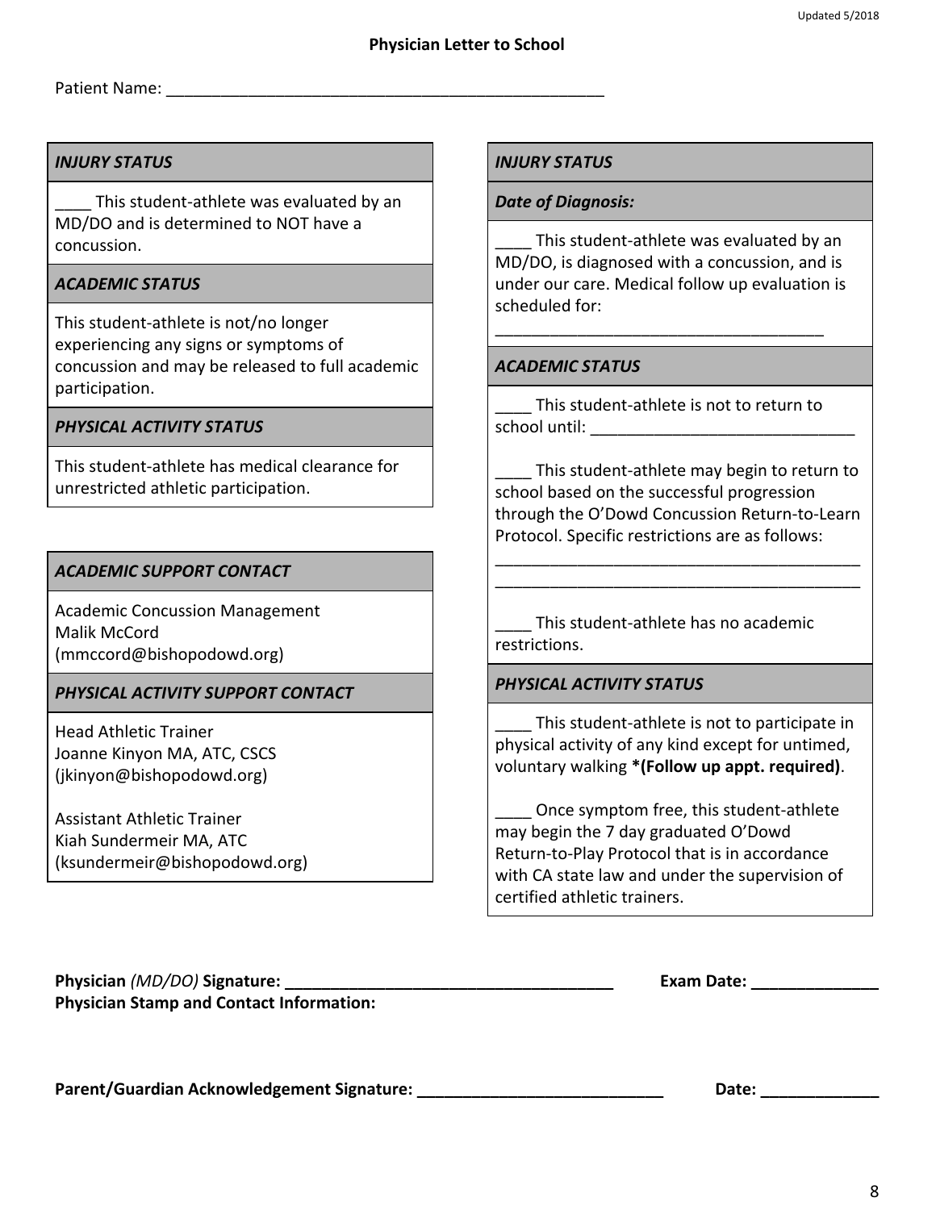## Physician Letter to School

Patient Name: ________________________________________________

| *INJURY STATUS* |
| --- |
| ____ This student-athlete was evaluated by an MD/DO and is determined to NOT have a concussion. |
| ***ACADEMIC STATUS*** |
| This student-athlete is not/no longer experiencing any signs or symptoms of concussion and may be released to full academic participation. |
| ***PHYSICAL ACTIVITY STATUS*** |
| This student-athlete has medical clearance for unrestricted athletic participation. |

| *ACADEMIC SUPPORT CONTACT* |
| --- |
| Academic Concussion Management<br>Malik McCord<br>(mmccord@bishopodowd.org) |
| ***PHYSICAL ACTIVITY SUPPORT CONTACT*** |
| Head Athletic Trainer<br>Joanne Kinyon MA, ATC, CSCS<br>(jkinyon@bishopodowd.org)<br><br>Assistant Athletic Trainer<br>Kiah Sundermeir MA, ATC<br>(ksundermeir@bishopodowd.org) |

| *INJURY STATUS* |
| --- |
| ***Date of Diagnosis:*** |
| ____ This student-athlete was evaluated by an MD/DO, is diagnosed with a concussion, and is under our care. Medical follow up evaluation is scheduled for:<br>____________________________________ |
| ***ACADEMIC STATUS*** |
| ____ This student-athlete is not to return to school until: ____________________________<br><br>____ This student-athlete may begin to return to school based on the successful progression through the O'Dowd Concussion Return-to-Learn Protocol. Specific restrictions are as follows:<br>________________________________________<br>________________________________________<br><br>____ This student-athlete has no academic restrictions. |
| ***PHYSICAL ACTIVITY STATUS*** |
| ____ This student-athlete is not to participate in physical activity of any kind except for untimed, voluntary walking **\*(Follow up appt. required)**.<br><br>____ Once symptom free, this student-athlete may begin the 7 day graduated O'Dowd Return-to-Play Protocol that is in accordance with CA state law and under the supervision of certified athletic trainers. |

**Physician** *(MD/DO)* **Signature: ____________________________________** **Exam Date: ______________**
**Physician Stamp and Contact Information:**

**Parent/Guardian Acknowledgement Signature: ___________________________** **Date: _____________**